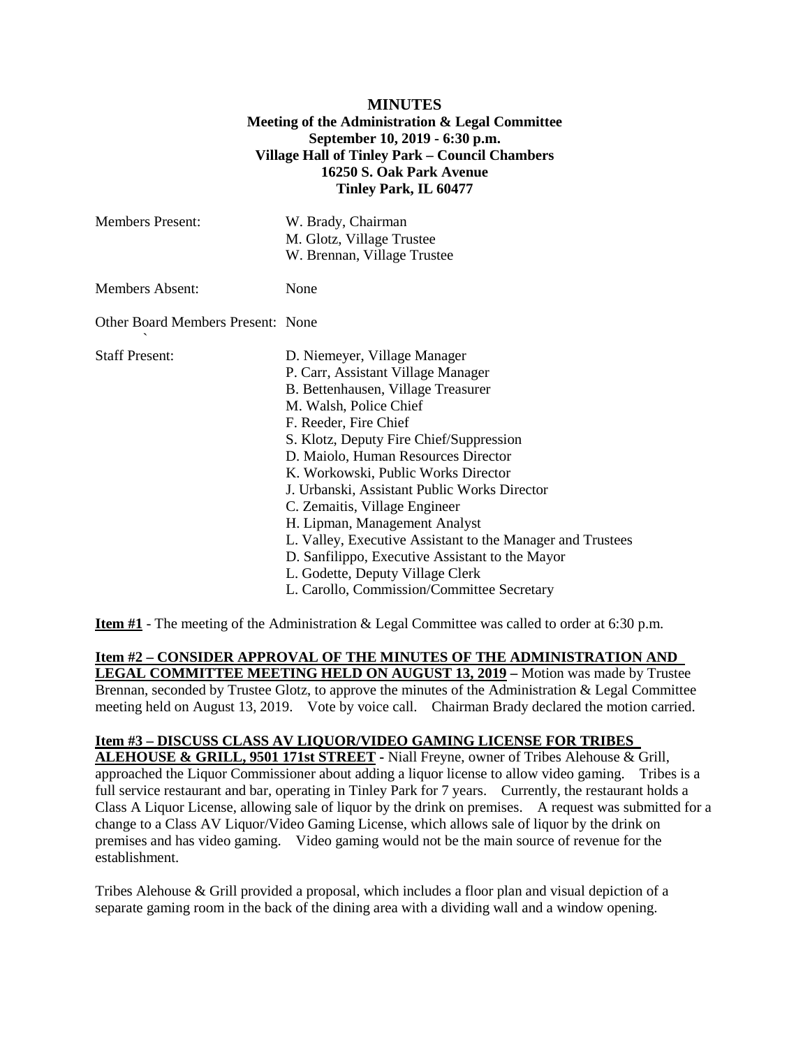**MINUTES**
**Meeting of the Administration & Legal Committee**
**September 10, 2019 - 6:30 p.m.**
**Village Hall of Tinley Park – Council Chambers**
**16250 S. Oak Park Avenue**
**Tinley Park, IL 60477**

| | |
|---|---|
| Members Present: | W. Brady, Chairman<br>M. Glotz, Village Trustee<br>W. Brennan, Village Trustee |
| Members Absent: | None |
| Other Board Members Present: | None |
| Staff Present: | D. Niemeyer, Village Manager<br>P. Carr, Assistant Village Manager<br>B. Bettenhausen, Village Treasurer<br>M. Walsh, Police Chief<br>F. Reeder, Fire Chief<br>S. Klotz, Deputy Fire Chief/Suppression<br>D. Maiolo, Human Resources Director<br>K. Workowski, Public Works Director<br>J. Urbanski, Assistant Public Works Director<br>C. Zemaitis, Village Engineer<br>H. Lipman, Management Analyst<br>L. Valley, Executive Assistant to the Manager and Trustees<br>D. Sanfilippo, Executive Assistant to the Mayor<br>L. Godette, Deputy Village Clerk<br>L. Carollo, Commission/Committee Secretary |

**Item #1** - The meeting of the Administration & Legal Committee was called to order at 6:30 p.m.

**Item #2 – CONSIDER APPROVAL OF THE MINUTES OF THE ADMINISTRATION AND LEGAL COMMITTEE MEETING HELD ON AUGUST 13, 2019 –** Motion was made by Trustee Brennan, seconded by Trustee Glotz, to approve the minutes of the Administration & Legal Committee meeting held on August 13, 2019. Vote by voice call. Chairman Brady declared the motion carried.

**Item #3 – DISCUSS CLASS AV LIQUOR/VIDEO GAMING LICENSE FOR TRIBES ALEHOUSE & GRILL, 9501 171st STREET** - Niall Freyne, owner of Tribes Alehouse & Grill, approached the Liquor Commissioner about adding a liquor license to allow video gaming. Tribes is a full service restaurant and bar, operating in Tinley Park for 7 years. Currently, the restaurant holds a Class A Liquor License, allowing sale of liquor by the drink on premises. A request was submitted for a change to a Class AV Liquor/Video Gaming License, which allows sale of liquor by the drink on premises and has video gaming. Video gaming would not be the main source of revenue for the establishment.

Tribes Alehouse & Grill provided a proposal, which includes a floor plan and visual depiction of a separate gaming room in the back of the dining area with a dividing wall and a window opening.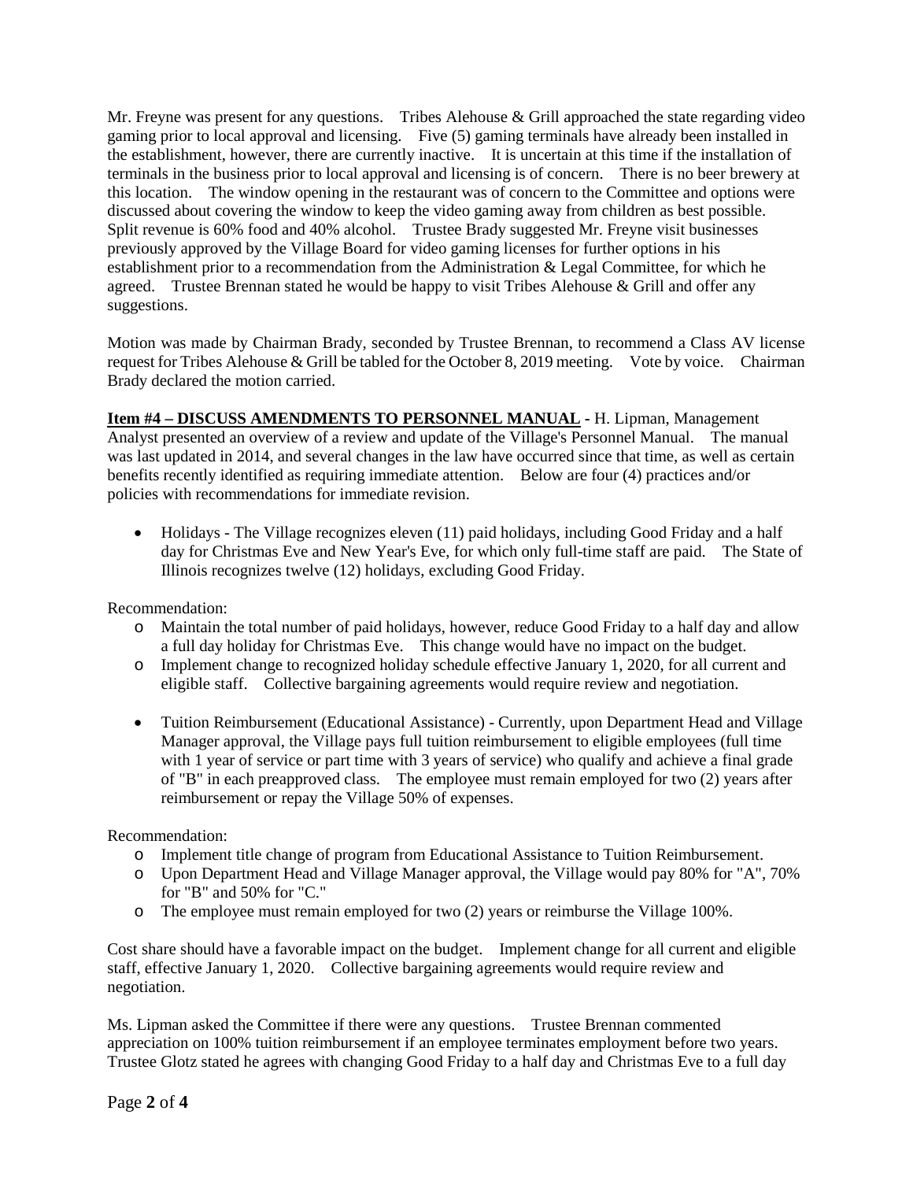Mr. Freyne was present for any questions. Tribes Alehouse & Grill approached the state regarding video gaming prior to local approval and licensing. Five (5) gaming terminals have already been installed in the establishment, however, there are currently inactive. It is uncertain at this time if the installation of terminals in the business prior to local approval and licensing is of concern. There is no beer brewery at this location. The window opening in the restaurant was of concern to the Committee and options were discussed about covering the window to keep the video gaming away from children as best possible. Split revenue is 60% food and 40% alcohol. Trustee Brady suggested Mr. Freyne visit businesses previously approved by the Village Board for video gaming licenses for further options in his establishment prior to a recommendation from the Administration & Legal Committee, for which he agreed. Trustee Brennan stated he would be happy to visit Tribes Alehouse & Grill and offer any suggestions.

Motion was made by Chairman Brady, seconded by Trustee Brennan, to recommend a Class AV license request for Tribes Alehouse & Grill be tabled for the October 8, 2019 meeting. Vote by voice. Chairman Brady declared the motion carried.

**Item #4 – DISCUSS AMENDMENTS TO PERSONNEL MANUAL -** H. Lipman, Management Analyst presented an overview of a review and update of the Village's Personnel Manual. The manual was last updated in 2014, and several changes in the law have occurred since that time, as well as certain benefits recently identified as requiring immediate attention. Below are four (4) practices and/or policies with recommendations for immediate revision.

- Holidays - The Village recognizes eleven (11) paid holidays, including Good Friday and a half day for Christmas Eve and New Year's Eve, for which only full-time staff are paid. The State of Illinois recognizes twelve (12) holidays, excluding Good Friday.

Recommendation:

- Maintain the total number of paid holidays, however, reduce Good Friday to a half day and allow a full day holiday for Christmas Eve. This change would have no impact on the budget.
- Implement change to recognized holiday schedule effective January 1, 2020, for all current and eligible staff. Collective bargaining agreements would require review and negotiation.

- Tuition Reimbursement (Educational Assistance) - Currently, upon Department Head and Village Manager approval, the Village pays full tuition reimbursement to eligible employees (full time with 1 year of service or part time with 3 years of service) who qualify and achieve a final grade of "B" in each preapproved class. The employee must remain employed for two (2) years after reimbursement or repay the Village 50% of expenses.

Recommendation:

- Implement title change of program from Educational Assistance to Tuition Reimbursement.
- Upon Department Head and Village Manager approval, the Village would pay 80% for "A", 70% for "B" and 50% for "C."
- The employee must remain employed for two (2) years or reimburse the Village 100%.

Cost share should have a favorable impact on the budget. Implement change for all current and eligible staff, effective January 1, 2020. Collective bargaining agreements would require review and negotiation.

Ms. Lipman asked the Committee if there were any questions. Trustee Brennan commented appreciation on 100% tuition reimbursement if an employee terminates employment before two years. Trustee Glotz stated he agrees with changing Good Friday to a half day and Christmas Eve to a full day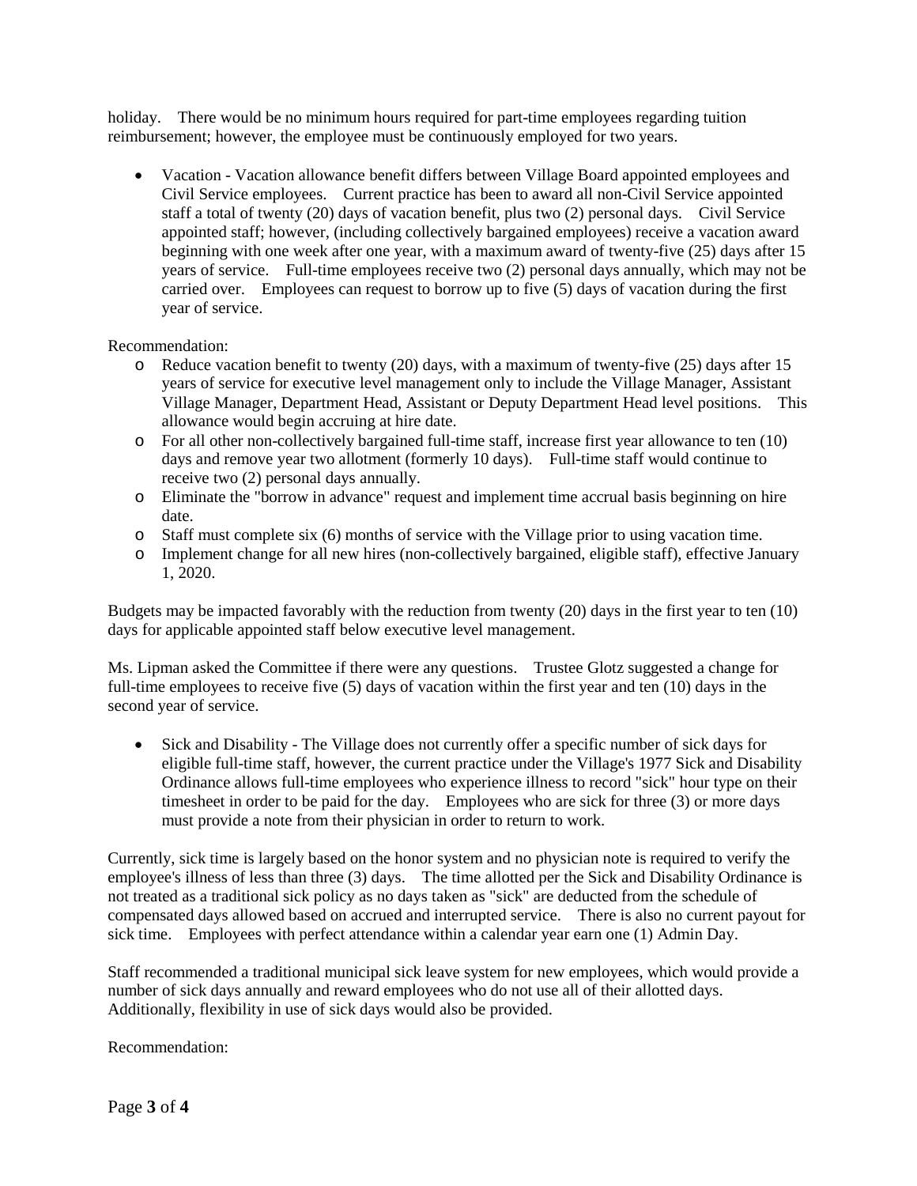holiday. There would be no minimum hours required for part-time employees regarding tuition reimbursement; however, the employee must be continuously employed for two years.

- Vacation - Vacation allowance benefit differs between Village Board appointed employees and Civil Service employees. Current practice has been to award all non-Civil Service appointed staff a total of twenty (20) days of vacation benefit, plus two (2) personal days. Civil Service appointed staff; however, (including collectively bargained employees) receive a vacation award beginning with one week after one year, with a maximum award of twenty-five (25) days after 15 years of service. Full-time employees receive two (2) personal days annually, which may not be carried over. Employees can request to borrow up to five (5) days of vacation during the first year of service.

Recommendation:

- Reduce vacation benefit to twenty (20) days, with a maximum of twenty-five (25) days after 15 years of service for executive level management only to include the Village Manager, Assistant Village Manager, Department Head, Assistant or Deputy Department Head level positions. This allowance would begin accruing at hire date.
- For all other non-collectively bargained full-time staff, increase first year allowance to ten (10) days and remove year two allotment (formerly 10 days). Full-time staff would continue to receive two (2) personal days annually.
- Eliminate the "borrow in advance" request and implement time accrual basis beginning on hire date.
- Staff must complete six (6) months of service with the Village prior to using vacation time.
- Implement change for all new hires (non-collectively bargained, eligible staff), effective January 1, 2020.

Budgets may be impacted favorably with the reduction from twenty (20) days in the first year to ten (10) days for applicable appointed staff below executive level management.

Ms. Lipman asked the Committee if there were any questions. Trustee Glotz suggested a change for full-time employees to receive five (5) days of vacation within the first year and ten (10) days in the second year of service.

- Sick and Disability - The Village does not currently offer a specific number of sick days for eligible full-time staff, however, the current practice under the Village's 1977 Sick and Disability Ordinance allows full-time employees who experience illness to record "sick" hour type on their timesheet in order to be paid for the day. Employees who are sick for three (3) or more days must provide a note from their physician in order to return to work.

Currently, sick time is largely based on the honor system and no physician note is required to verify the employee's illness of less than three (3) days. The time allotted per the Sick and Disability Ordinance is not treated as a traditional sick policy as no days taken as "sick" are deducted from the schedule of compensated days allowed based on accrued and interrupted service. There is also no current payout for sick time. Employees with perfect attendance within a calendar year earn one (1) Admin Day.

Staff recommended a traditional municipal sick leave system for new employees, which would provide a number of sick days annually and reward employees who do not use all of their allotted days. Additionally, flexibility in use of sick days would also be provided.

Recommendation: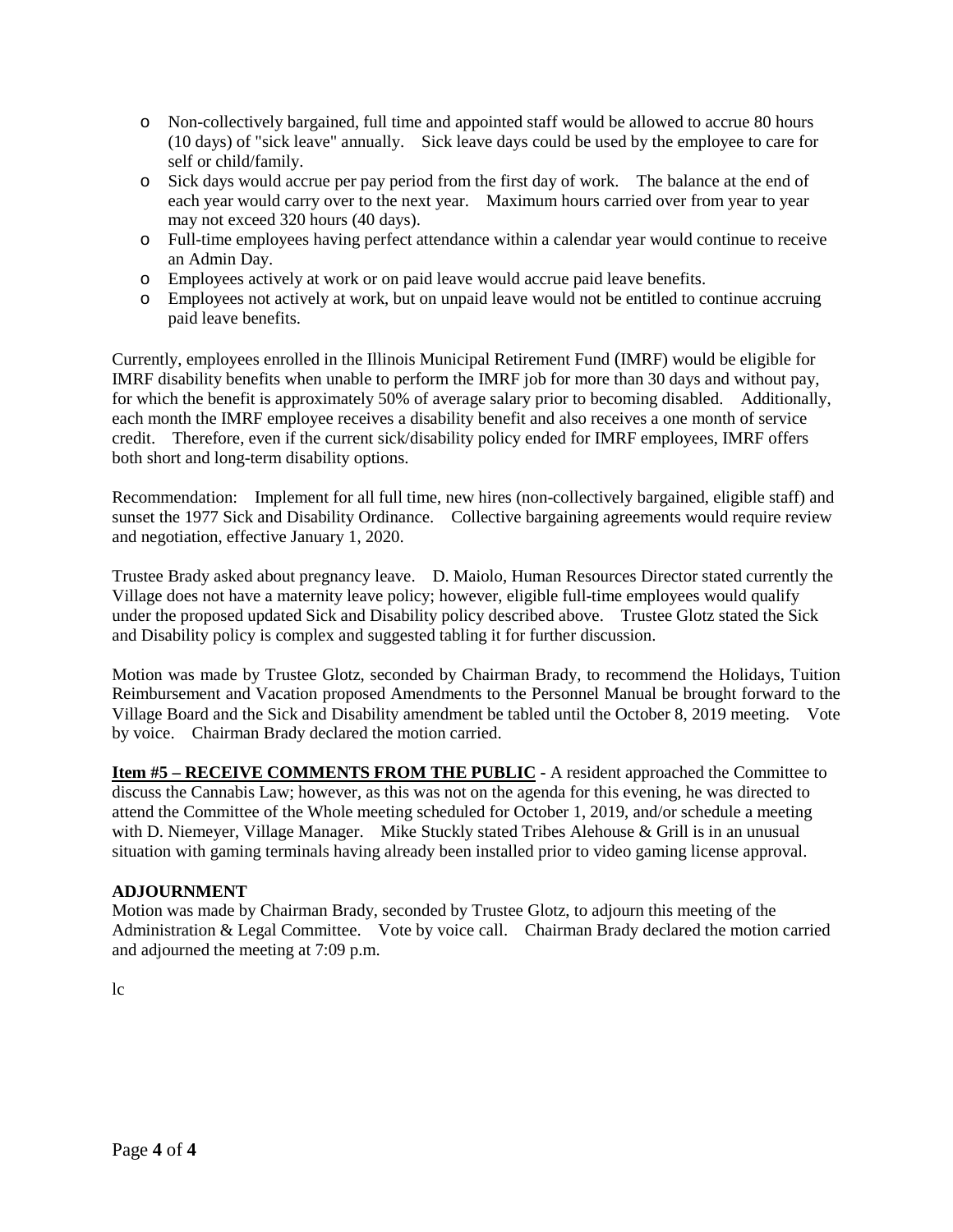- Non-collectively bargained, full time and appointed staff would be allowed to accrue 80 hours (10 days) of "sick leave" annually. Sick leave days could be used by the employee to care for self or child/family.
- Sick days would accrue per pay period from the first day of work. The balance at the end of each year would carry over to the next year. Maximum hours carried over from year to year may not exceed 320 hours (40 days).
- Full-time employees having perfect attendance within a calendar year would continue to receive an Admin Day.
- Employees actively at work or on paid leave would accrue paid leave benefits.
- Employees not actively at work, but on unpaid leave would not be entitled to continue accruing paid leave benefits.

Currently, employees enrolled in the Illinois Municipal Retirement Fund (IMRF) would be eligible for IMRF disability benefits when unable to perform the IMRF job for more than 30 days and without pay, for which the benefit is approximately 50% of average salary prior to becoming disabled. Additionally, each month the IMRF employee receives a disability benefit and also receives a one month of service credit. Therefore, even if the current sick/disability policy ended for IMRF employees, IMRF offers both short and long-term disability options.

Recommendation: Implement for all full time, new hires (non-collectively bargained, eligible staff) and sunset the 1977 Sick and Disability Ordinance. Collective bargaining agreements would require review and negotiation, effective January 1, 2020.

Trustee Brady asked about pregnancy leave. D. Maiolo, Human Resources Director stated currently the Village does not have a maternity leave policy; however, eligible full-time employees would qualify under the proposed updated Sick and Disability policy described above. Trustee Glotz stated the Sick and Disability policy is complex and suggested tabling it for further discussion.

Motion was made by Trustee Glotz, seconded by Chairman Brady, to recommend the Holidays, Tuition Reimbursement and Vacation proposed Amendments to the Personnel Manual be brought forward to the Village Board and the Sick and Disability amendment be tabled until the October 8, 2019 meeting. Vote by voice. Chairman Brady declared the motion carried.

**Item #5 – RECEIVE COMMENTS FROM THE PUBLIC** - A resident approached the Committee to discuss the Cannabis Law; however, as this was not on the agenda for this evening, he was directed to attend the Committee of the Whole meeting scheduled for October 1, 2019, and/or schedule a meeting with D. Niemeyer, Village Manager. Mike Stuckly stated Tribes Alehouse & Grill is in an unusual situation with gaming terminals having already been installed prior to video gaming license approval.

**ADJOURNMENT**

Motion was made by Chairman Brady, seconded by Trustee Glotz, to adjourn this meeting of the Administration & Legal Committee. Vote by voice call. Chairman Brady declared the motion carried and adjourned the meeting at 7:09 p.m.

lc